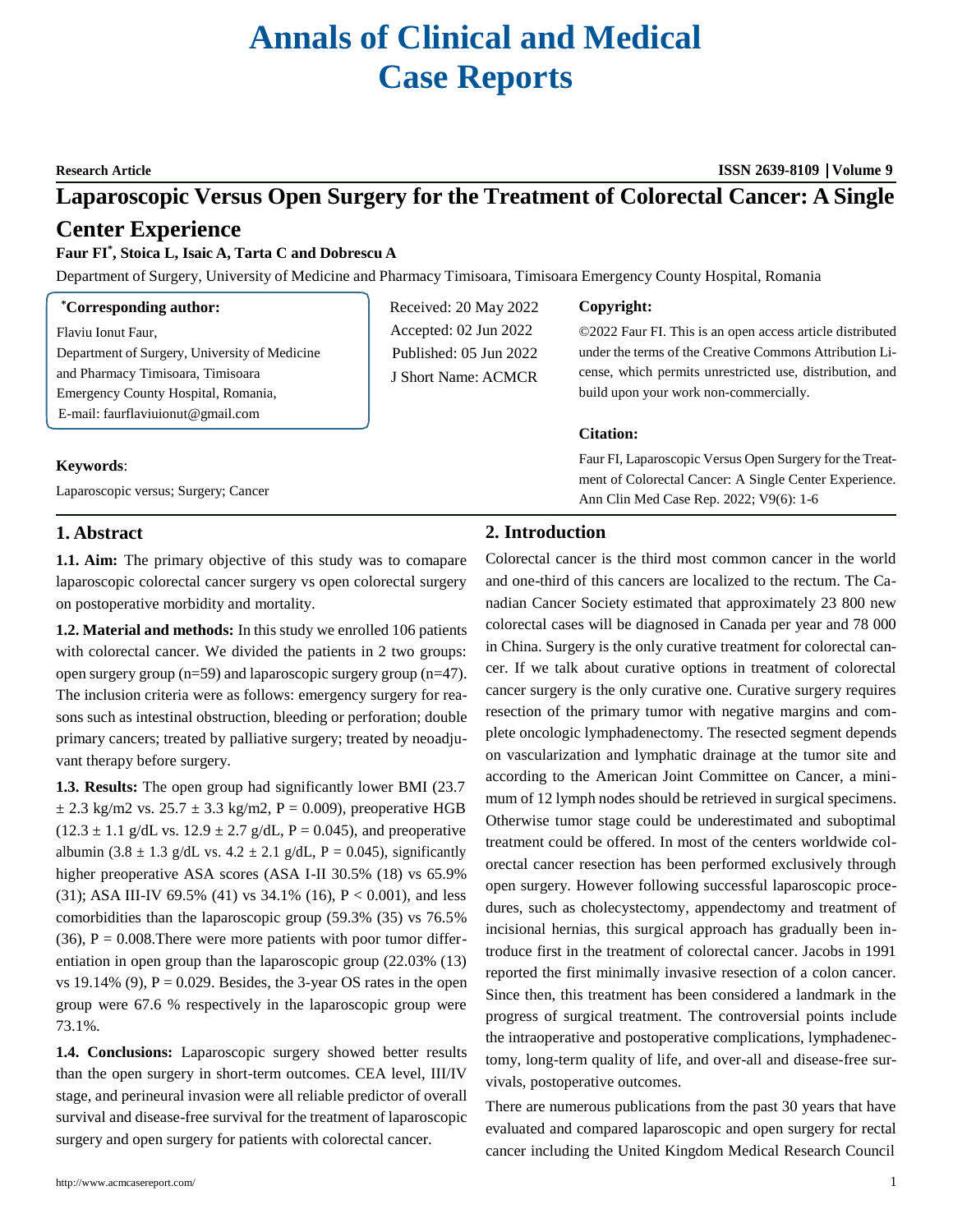# Annals of Clinical and Medical Case Reports

**Research Article**

ISSN 2639-8109 | Volume 9

# Laparoscopic Versus Open Surgery for the Treatment of Colorectal Cancer: A Single Center Experience

**Faur FI[*], Stoica L, Isaic A, Tarta C and Dobrescu A**

Department of Surgery, University of Medicine and Pharmacy Timisoara, Timisoara Emergency County Hospital, Romania

**[*]Corresponding author:**

Flaviu Ionut Faur,
Department of Surgery, University of Medicine and Pharmacy Timisoara, Timisoara Emergency County Hospital, Romania,
E-mail: faurflaviuionut@gmail.com

Received: 20 May 2022
Accepted: 02 Jun 2022
Published: 05 Jun 2022
J Short Name: ACMCR

**Copyright:**

©2022 Faur FI. This is an open access article distributed under the terms of the Creative Commons Attribution License, which permits unrestricted use, distribution, and build upon your work non-commercially.

**Citation:**

Faur FI, Laparoscopic Versus Open Surgery for the Treatment of Colorectal Cancer: A Single Center Experience. Ann Clin Med Case Rep. 2022; V9(6): 1-6

**Keywords**:

Laparoscopic versus; Surgery; Cancer

## 1. Abstract

**1.1. Aim:** The primary objective of this study was to comapare laparoscopic colorectal cancer surgery vs open colorectal surgery on postoperative morbidity and mortality.

**1.2. Material and methods:** In this study we enrolled 106 patients with colorectal cancer. We divided the patients in 2 two groups: open surgery group (n=59) and laparoscopic surgery group (n=47). The inclusion criteria were as follows: emergency surgery for reasons such as intestinal obstruction, bleeding or perforation; double primary cancers; treated by palliative surgery; treated by neoadjuvant therapy before surgery.

**1.3. Results:** The open group had significantly lower BMI (23.7 ± 2.3 kg/m2 vs. 25.7 ± 3.3 kg/m2, P = 0.009), preoperative HGB (12.3 ± 1.1 g/dL vs. 12.9 ± 2.7 g/dL, P = 0.045), and preoperative albumin (3.8 ± 1.3 g/dL vs. 4.2 ± 2.1 g/dL, P = 0.045), significantly higher preoperative ASA scores (ASA I-II 30.5% (18) vs 65.9% (31); ASA III-IV 69.5% (41) vs 34.1% (16), P < 0.001), and less comorbidities than the laparoscopic group (59.3% (35) vs 76.5% (36), P = 0.008.There were more patients with poor tumor differentiation in open group than the laparoscopic group (22.03% (13) vs 19.14% (9), P = 0.029. Besides, the 3-year OS rates in the open group were 67.6 % respectively in the laparoscopic group were 73.1%.

**1.4. Conclusions:** Laparoscopic surgery showed better results than the open surgery in short-term outcomes. CEA level, III/IV stage, and perineural invasion were all reliable predictor of overall survival and disease-free survival for the treatment of laparoscopic surgery and open surgery for patients with colorectal cancer.

## 2. Introduction

Colorectal cancer is the third most common cancer in the world and one-third of this cancers are localized to the rectum. The Canadian Cancer Society estimated that approximately 23 800 new colorectal cases will be diagnosed in Canada per year and 78 000 in China. Surgery is the only curative treatment for colorectal cancer. If we talk about curative options in treatment of colorectal cancer surgery is the only curative one. Curative surgery requires resection of the primary tumor with negative margins and complete oncologic lymphadenectomy. The resected segment depends on vascularization and lymphatic drainage at the tumor site and according to the American Joint Committee on Cancer, a minimum of 12 lymph nodes should be retrieved in surgical specimens. Otherwise tumor stage could be underestimated and suboptimal treatment could be offered. In most of the centers worldwide colorectal cancer resection has been performed exclusively through open surgery. However following successful laparoscopic procedures, such as cholecystectomy, appendectomy and treatment of incisional hernias, this surgical approach has gradually been introduce first in the treatment of colorectal cancer. Jacobs in 1991 reported the first minimally invasive resection of a colon cancer. Since then, this treatment has been considered a landmark in the progress of surgical treatment. The controversial points include the intraoperative and postoperative complications, lymphadenectomy, long-term quality of life, and over-all and disease-free survivals, postoperative outcomes.

There are numerous publications from the past 30 years that have evaluated and compared laparoscopic and open surgery for rectal cancer including the United Kingdom Medical Research Council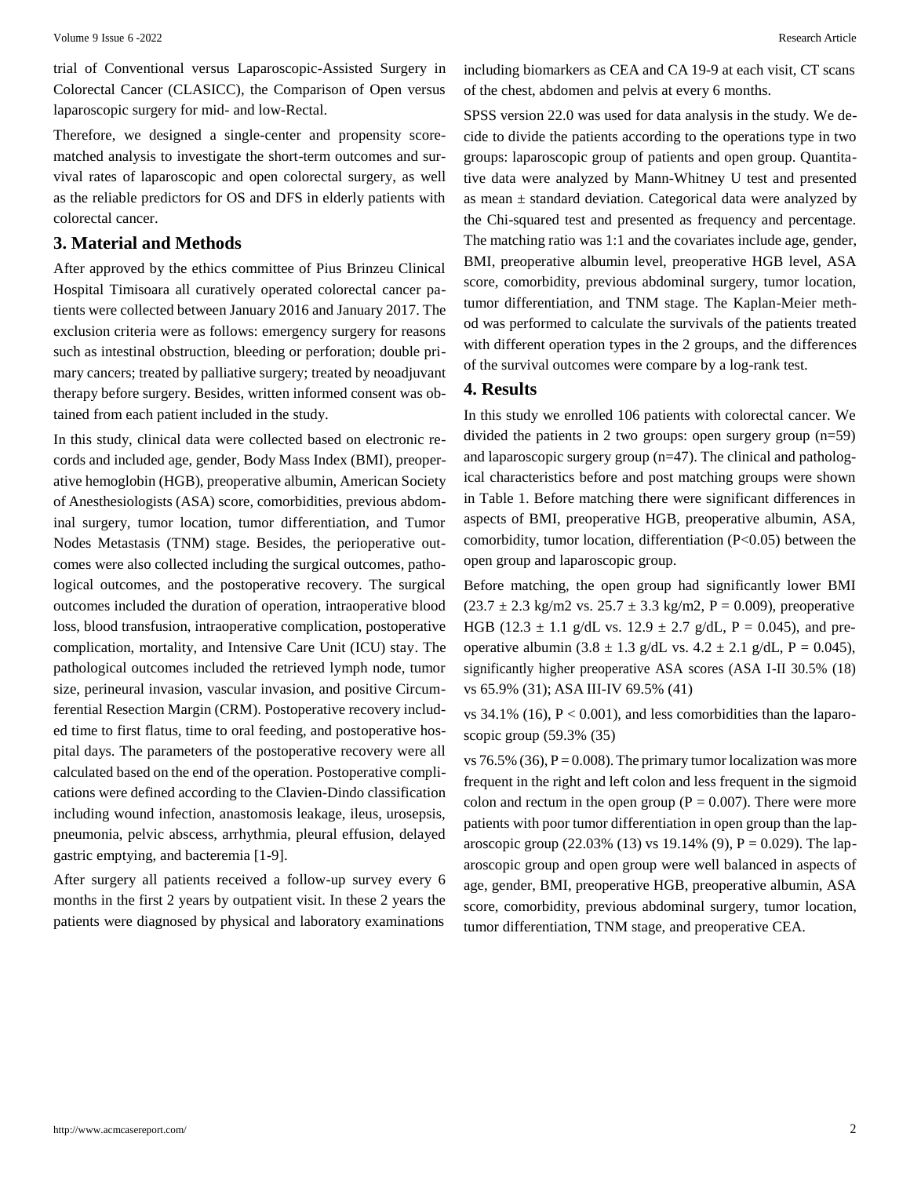trial of Conventional versus Laparoscopic-Assisted Surgery in Colorectal Cancer (CLASICC), the Comparison of Open versus laparoscopic surgery for mid- and low-Rectal.

Therefore, we designed a single-center and propensity score-matched analysis to investigate the short-term outcomes and survival rates of laparoscopic and open colorectal surgery, as well as the reliable predictors for OS and DFS in elderly patients with colorectal cancer.

## 3. Material and Methods

After approved by the ethics committee of Pius Brinzeu Clinical Hospital Timisoara all curatively operated colorectal cancer patients were collected between January 2016 and January 2017. The exclusion criteria were as follows: emergency surgery for reasons such as intestinal obstruction, bleeding or perforation; double primary cancers; treated by palliative surgery; treated by neoadjuvant therapy before surgery. Besides, written informed consent was obtained from each patient included in the study.

In this study, clinical data were collected based on electronic records and included age, gender, Body Mass Index (BMI), preoperative hemoglobin (HGB), preoperative albumin, American Society of Anesthesiologists (ASA) score, comorbidities, previous abdominal surgery, tumor location, tumor differentiation, and Tumor Nodes Metastasis (TNM) stage. Besides, the perioperative outcomes were also collected including the surgical outcomes, pathological outcomes, and the postoperative recovery. The surgical outcomes included the duration of operation, intraoperative blood loss, blood transfusion, intraoperative complication, postoperative complication, mortality, and Intensive Care Unit (ICU) stay. The pathological outcomes included the retrieved lymph node, tumor size, perineural invasion, vascular invasion, and positive Circumferential Resection Margin (CRM). Postoperative recovery included time to first flatus, time to oral feeding, and postoperative hospital days. The parameters of the postoperative recovery were all calculated based on the end of the operation. Postoperative complications were defined according to the Clavien-Dindo classification including wound infection, anastomosis leakage, ileus, urosepsis, pneumonia, pelvic abscess, arrhythmia, pleural effusion, delayed gastric emptying, and bacteremia [1-9].

After surgery all patients received a follow-up survey every 6 months in the first 2 years by outpatient visit. In these 2 years the patients were diagnosed by physical and laboratory examinations including biomarkers as CEA and CA 19-9 at each visit, CT scans of the chest, abdomen and pelvis at every 6 months.

SPSS version 22.0 was used for data analysis in the study. We decide to divide the patients according to the operations type in two groups: laparoscopic group of patients and open group. Quantitative data were analyzed by Mann-Whitney U test and presented as mean ± standard deviation. Categorical data were analyzed by the Chi-squared test and presented as frequency and percentage. The matching ratio was 1:1 and the covariates include age, gender, BMI, preoperative albumin level, preoperative HGB level, ASA score, comorbidity, previous abdominal surgery, tumor location, tumor differentiation, and TNM stage. The Kaplan-Meier method was performed to calculate the survivals of the patients treated with different operation types in the 2 groups, and the differences of the survival outcomes were compare by a log-rank test.

## 4. Results

In this study we enrolled 106 patients with colorectal cancer. We divided the patients in 2 two groups: open surgery group (n=59) and laparoscopic surgery group (n=47). The clinical and pathological characteristics before and post matching groups were shown in Table 1. Before matching there were significant differences in aspects of BMI, preoperative HGB, preoperative albumin, ASA, comorbidity, tumor location, differentiation (P<0.05) between the open group and laparoscopic group.

Before matching, the open group had significantly lower BMI (23.7 ± 2.3 kg/m2 vs. 25.7 ± 3.3 kg/m2, P = 0.009), preoperative HGB (12.3 ± 1.1 g/dL vs. 12.9 ± 2.7 g/dL, P = 0.045), and preoperative albumin (3.8 ± 1.3 g/dL vs. 4.2 ± 2.1 g/dL, P = 0.045), significantly higher preoperative ASA scores (ASA I-II 30.5% (18) vs 65.9% (31); ASA III-IV 69.5% (41)

vs 34.1% (16), P < 0.001), and less comorbidities than the laparoscopic group (59.3% (35)

vs 76.5% (36), P = 0.008). The primary tumor localization was more frequent in the right and left colon and less frequent in the sigmoid colon and rectum in the open group (P = 0.007). There were more patients with poor tumor differentiation in open group than the laparoscopic group (22.03% (13) vs 19.14% (9), P = 0.029). The laparoscopic group and open group were well balanced in aspects of age, gender, BMI, preoperative HGB, preoperative albumin, ASA score, comorbidity, previous abdominal surgery, tumor location, tumor differentiation, TNM stage, and preoperative CEA.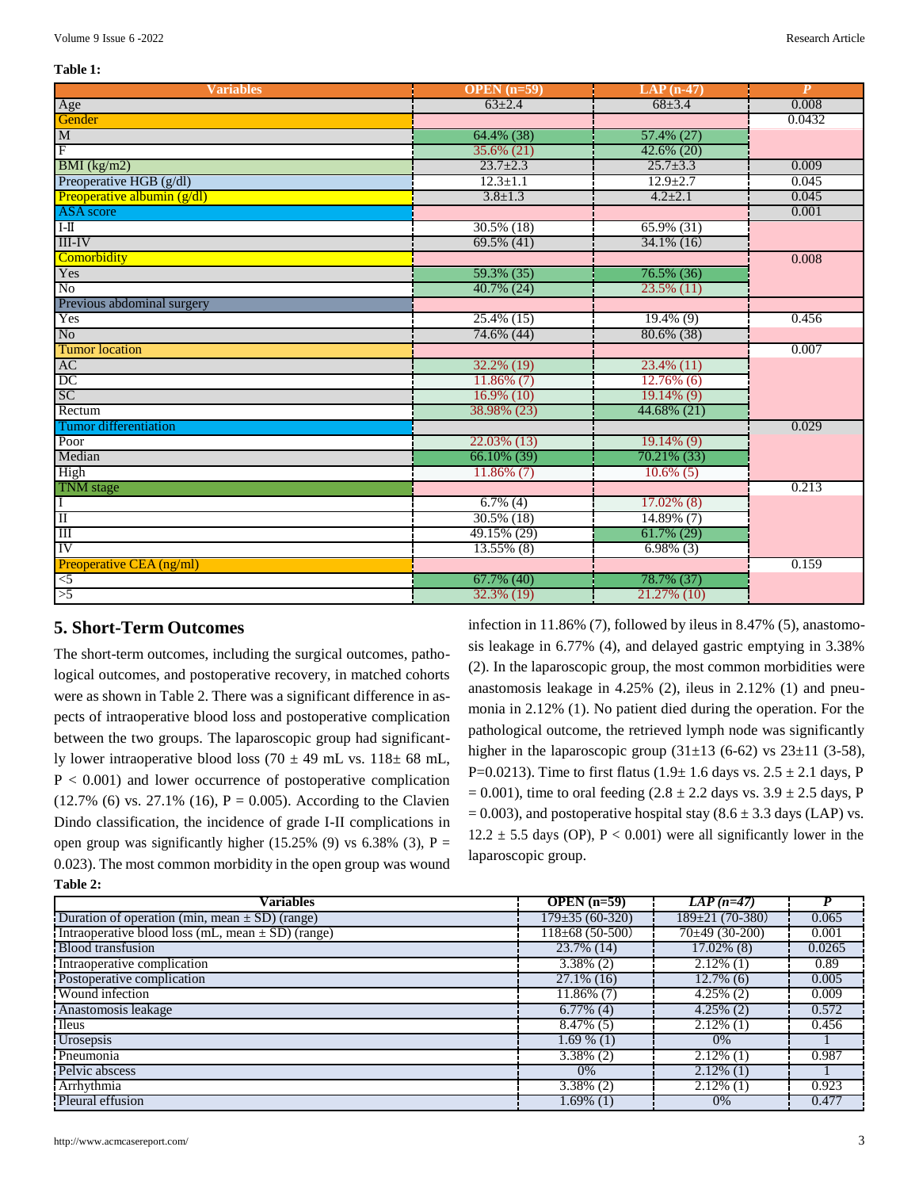**Table 1:**

| Variables | OPEN (n=59) | LAP (n-47) | P |
|---|---|---|---|
| Age | 63±2.4 | 68±3.4 | 0.008 |
| Gender | | | 0.0432 |
| M | 64.4% (38) | 57.4% (27) | |
| F | 35.6% (21) | 42.6% (20) | |
| BMI (kg/m2) | 23.7±2.3 | 25.7±3.3 | 0.009 |
| Preoperative HGB (g/dl) | 12.3±1.1 | 12.9±2.7 | 0.045 |
| Preoperative albumin (g/dl) | 3.8±1.3 | 4.2±2.1 | 0.045 |
| ASA score | | | 0.001 |
| I-II | 30.5% (18) | 65.9% (31) | |
| III-IV | 69.5% (41) | 34.1% (16) | |
| Comorbidity | | | 0.008 |
| Yes | 59.3% (35) | 76.5% (36) | |
| No | 40.7% (24) | 23.5% (11) | |
| Previous abdominal surgery | | | |
| Yes | 25.4% (15) | 19.4% (9) | 0.456 |
| No | 74.6% (44) | 80.6% (38) | |
| Tumor location | | | 0.007 |
| AC | 32.2% (19) | 23.4% (11) | |
| DC | 11.86% (7) | 12.76% (6) | |
| SC | 16.9% (10) | 19.14% (9) | |
| Rectum | 38.98% (23) | 44.68% (21) | |
| Tumor differentiation | | | 0.029 |
| Poor | 22.03% (13) | 19.14% (9) | |
| Median | 66.10% (39) | 70.21% (33) | |
| High | 11.86% (7) | 10.6% (5) | |
| TNM stage | | | 0.213 |
| I | 6.7% (4) | 17.02% (8) | |
| II | 30.5% (18) | 14.89% (7) | |
| III | 49.15% (29) | 61.7% (29) | |
| IV | 13.55% (8) | 6.98% (3) | |
| Preoperative CEA (ng/ml) | | | 0.159 |
| <5 | 67.7% (40) | 78.7% (37) | |
| >5 | 32.3% (19) | 21.27% (10) | |

## 5. Short-Term Outcomes

The short-term outcomes, including the surgical outcomes, pathological outcomes, and postoperative recovery, in matched cohorts were as shown in Table 2. There was a significant difference in aspects of intraoperative blood loss and postoperative complication between the two groups. The laparoscopic group had significantly lower intraoperative blood loss (70 ± 49 mL vs. 118± 68 mL, P < 0.001) and lower occurrence of postoperative complication (12.7% (6) vs. 27.1% (16), P = 0.005). According to the Clavien Dindo classification, the incidence of grade I-II complications in open group was significantly higher (15.25% (9) vs 6.38% (3), P = 0.023). The most common morbidity in the open group was wound infection in 11.86% (7), followed by ileus in 8.47% (5), anastomosis leakage in 6.77% (4), and delayed gastric emptying in 3.38% (2). In the laparoscopic group, the most common morbidities were anastomosis leakage in 4.25% (2), ileus in 2.12% (1) and pneumonia in 2.12% (1). No patient died during the operation. For the pathological outcome, the retrieved lymph node was significantly higher in the laparoscopic group (31±13 (6-62) vs 23±11 (3-58), P=0.0213). Time to first flatus (1.9± 1.6 days vs. 2.5 ± 2.1 days, P = 0.001), time to oral feeding (2.8 ± 2.2 days vs. 3.9 ± 2.5 days, P = 0.003), and postoperative hospital stay (8.6 ± 3.3 days (LAP) vs. 12.2 ± 5.5 days (OP), P < 0.001) were all significantly lower in the laparoscopic group.

**Table 2:**

| Variables | OPEN (n=59) | *LAP (n=47)* | P |
|---|---|---|---|
| Duration of operation (min, mean ± SD) (range) | 179±35 (60-320) | 189±21 (70-380) | 0.065 |
| Intraoperative blood loss (mL, mean ± SD) (range) | 118±68 (50-500) | 70±49 (30-200) | 0.001 |
| Blood transfusion | 23.7% (14) | 17.02% (8) | 0.0265 |
| Intraoperative complication | 3.38% (2) | 2.12% (1) | 0.89 |
| Postoperative complication | 27.1% (16) | 12.7% (6) | 0.005 |
| Wound infection | 11.86% (7) | 4.25% (2) | 0.009 |
| Anastomosis leakage | 6.77% (4) | 4.25% (2) | 0.572 |
| Ileus | 8.47% (5) | 2.12% (1) | 0.456 |
| Urosepsis | 1.69 % (1) | 0% | 1 |
| Pneumonia | 3.38% (2) | 2.12% (1) | 0.987 |
| Pelvic abscess | 0% | 2.12% (1) | 1 |
| Arrhythmia | 3.38% (2) | 2.12% (1) | 0.923 |
| Pleural effusion | 1.69% (1) | 0% | 0.477 |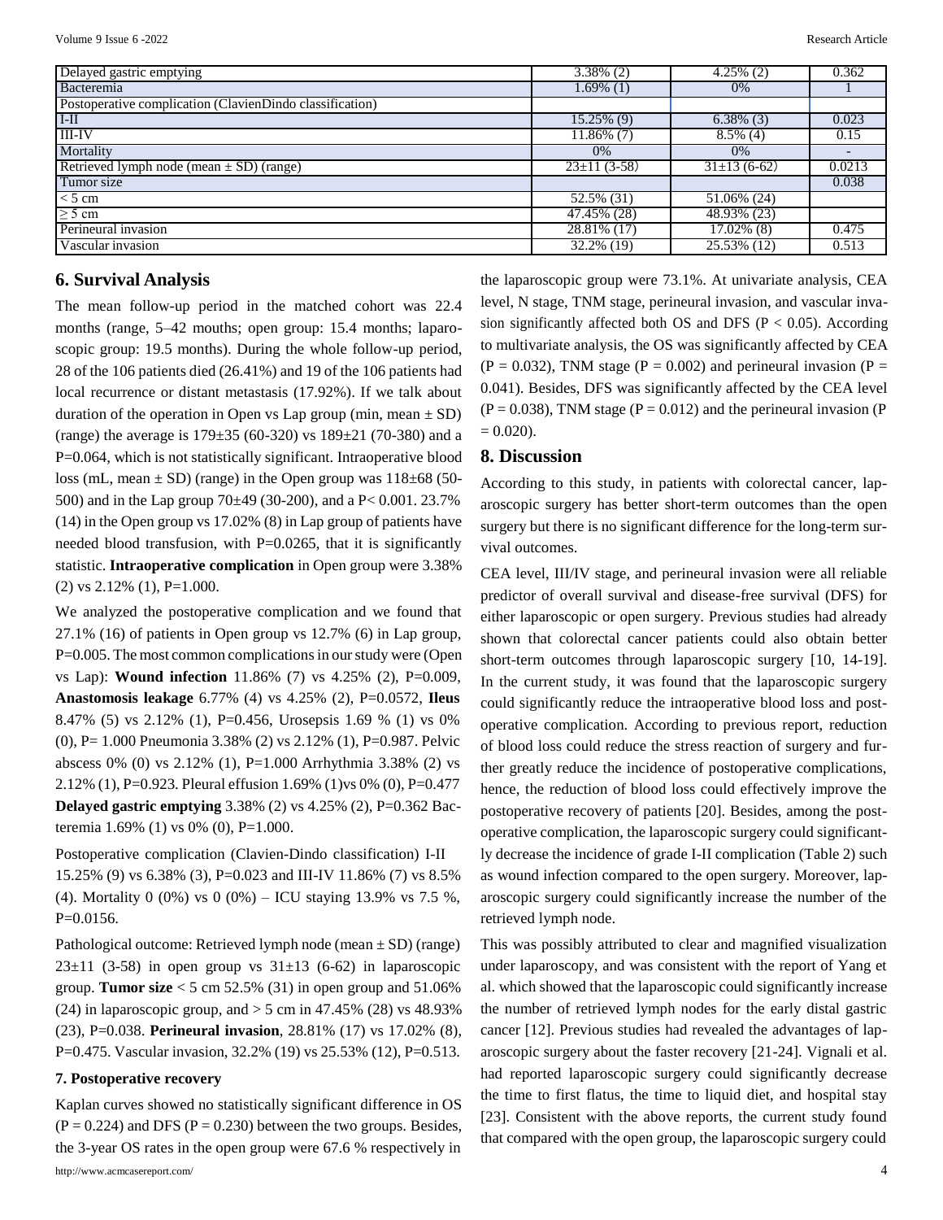| Delayed gastric emptying | 3.38% (2) | 4.25% (2) | 0.362 |
|---|---|---|---|
| Bacteremia | 1.69% (1) | 0% | 1 |
| Postoperative complication (ClavienDindo classification) | | | |
| I-II | 15.25% (9) | 6.38% (3) | 0.023 |
| III-IV | 11.86% (7) | 8.5% (4) | 0.15 |
| Mortality | 0% | 0% | - |
| Retrieved lymph node (mean ± SD) (range) | 23±11 (3-58) | 31±13 (6-62) | 0.0213 |
| Tumor size | | | 0.038 |
| < 5 cm | 52.5% (31) | 51.06% (24) | |
| ≥ 5 cm | 47.45% (28) | 48.93% (23) | |
| Perineural invasion | 28.81% (17) | 17.02% (8) | 0.475 |
| Vascular invasion | 32.2% (19) | 25.53% (12) | 0.513 |

## 6. Survival Analysis

The mean follow-up period in the matched cohort was 22.4 months (range, 5–42 mouths; open group: 15.4 months; laparoscopic group: 19.5 months). During the whole follow-up period, 28 of the 106 patients died (26.41%) and 19 of the 106 patients had local recurrence or distant metastasis (17.92%). If we talk about duration of the operation in Open vs Lap group (min, mean ± SD) (range) the average is 179±35 (60-320) vs 189±21 (70-380) and a P=0.064, which is not statistically significant. Intraoperative blood loss (mL, mean ± SD) (range) in the Open group was 118±68 (50-500) and in the Lap group 70±49 (30-200), and a P< 0.001. 23.7% (14) in the Open group vs 17.02% (8) in Lap group of patients have needed blood transfusion, with P=0.0265, that it is significantly statistic. **Intraoperative complication** in Open group were 3.38% (2) vs 2.12% (1), P=1.000.

We analyzed the postoperative complication and we found that 27.1% (16) of patients in Open group vs 12.7% (6) in Lap group, P=0.005. The most common complications in our study were (Open vs Lap): **Wound infection** 11.86% (7) vs 4.25% (2), P=0.009, **Anastomosis leakage** 6.77% (4) vs 4.25% (2), P=0.0572, **Ileus** 8.47% (5) vs 2.12% (1), P=0.456, Urosepsis 1.69 % (1) vs 0% (0), P= 1.000 Pneumonia 3.38% (2) vs 2.12% (1), P=0.987. Pelvic abscess 0% (0) vs 2.12% (1), P=1.000 Arrhythmia 3.38% (2) vs 2.12% (1), P=0.923. Pleural effusion 1.69% (1)vs 0% (0), P=0.477 **Delayed gastric emptying** 3.38% (2) vs 4.25% (2), P=0.362 Bacteremia 1.69% (1) vs 0% (0), P=1.000.

Postoperative complication (Clavien-Dindo classification) I-II 15.25% (9) vs 6.38% (3), P=0.023 and III-IV 11.86% (7) vs 8.5% (4). Mortality 0 (0%) vs 0 (0%) – ICU staying 13.9% vs 7.5 %, P=0.0156.

Pathological outcome: Retrieved lymph node (mean ± SD) (range) 23±11 (3-58) in open group vs 31±13 (6-62) in laparoscopic group. **Tumor size** < 5 cm 52.5% (31) in open group and 51.06% (24) in laparoscopic group, and > 5 cm in 47.45% (28) vs 48.93% (23), P=0.038. **Perineural invasion**, 28.81% (17) vs 17.02% (8), P=0.475. Vascular invasion, 32.2% (19) vs 25.53% (12), P=0.513.

### 7. Postoperative recovery

Kaplan curves showed no statistically significant difference in OS (P = 0.224) and DFS (P = 0.230) between the two groups. Besides, the 3-year OS rates in the open group were 67.6 % respectively in the laparoscopic group were 73.1%. At univariate analysis, CEA level, N stage, TNM stage, perineural invasion, and vascular invasion significantly affected both OS and DFS (P < 0.05). According to multivariate analysis, the OS was significantly affected by CEA (P = 0.032), TNM stage (P = 0.002) and perineural invasion (P = 0.041). Besides, DFS was significantly affected by the CEA level (P = 0.038), TNM stage (P = 0.012) and the perineural invasion (P = 0.020).

## 8. Discussion

According to this study, in patients with colorectal cancer, laparoscopic surgery has better short-term outcomes than the open surgery but there is no significant difference for the long-term survival outcomes.

CEA level, III/IV stage, and perineural invasion were all reliable predictor of overall survival and disease-free survival (DFS) for either laparoscopic or open surgery. Previous studies had already shown that colorectal cancer patients could also obtain better short-term outcomes through laparoscopic surgery [10, 14-19]. In the current study, it was found that the laparoscopic surgery could significantly reduce the intraoperative blood loss and postoperative complication. According to previous report, reduction of blood loss could reduce the stress reaction of surgery and further greatly reduce the incidence of postoperative complications, hence, the reduction of blood loss could effectively improve the postoperative recovery of patients [20]. Besides, among the postoperative complication, the laparoscopic surgery could significantly decrease the incidence of grade I-II complication (Table 2) such as wound infection compared to the open surgery. Moreover, laparoscopic surgery could significantly increase the number of the retrieved lymph node.

This was possibly attributed to clear and magnified visualization under laparoscopy, and was consistent with the report of Yang et al. which showed that the laparoscopic could significantly increase the number of retrieved lymph nodes for the early distal gastric cancer [12]. Previous studies had revealed the advantages of laparoscopic surgery about the faster recovery [21-24]. Vignali et al. had reported laparoscopic surgery could significantly decrease the time to first flatus, the time to liquid diet, and hospital stay [23]. Consistent with the above reports, the current study found that compared with the open group, the laparoscopic surgery could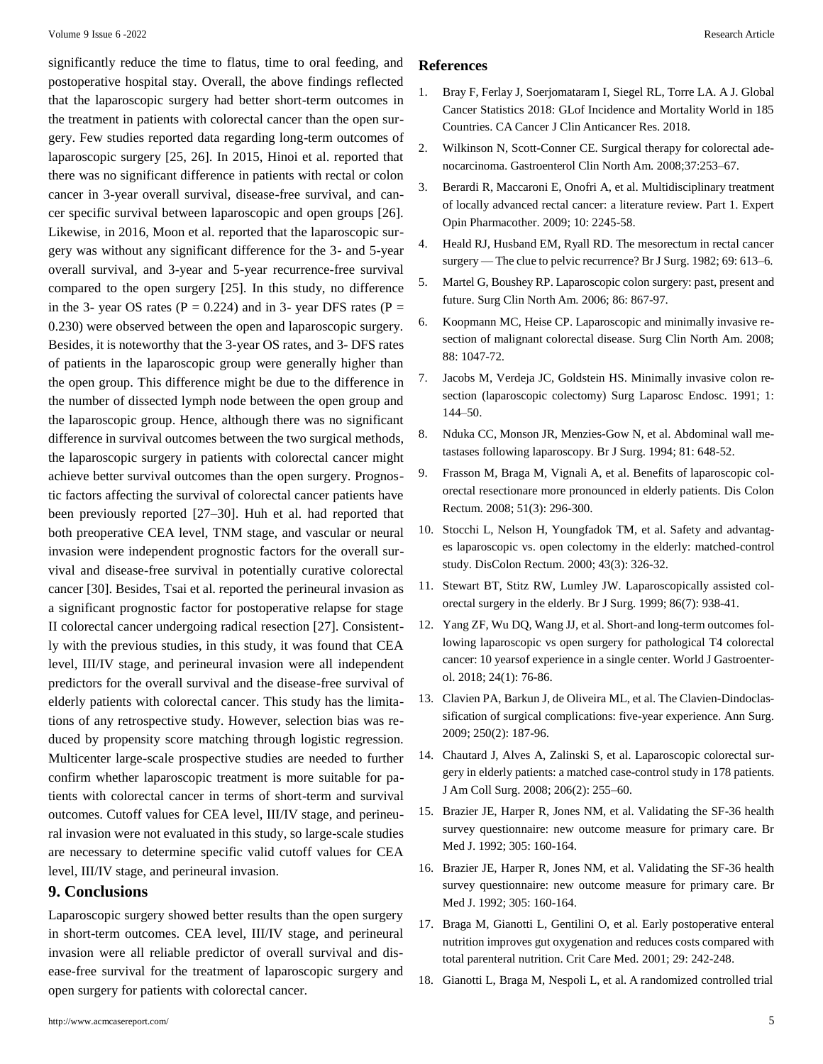significantly reduce the time to flatus, time to oral feeding, and postoperative hospital stay. Overall, the above findings reflected that the laparoscopic surgery had better short-term outcomes in the treatment in patients with colorectal cancer than the open surgery. Few studies reported data regarding long-term outcomes of laparoscopic surgery [25, 26]. In 2015, Hinoi et al. reported that there was no significant difference in patients with rectal or colon cancer in 3-year overall survival, disease-free survival, and cancer specific survival between laparoscopic and open groups [26]. Likewise, in 2016, Moon et al. reported that the laparoscopic surgery was without any significant difference for the 3- and 5-year overall survival, and 3-year and 5-year recurrence-free survival compared to the open surgery [25]. In this study, no difference in the 3- year OS rates ($P = 0.224$) and in 3- year DFS rates ($P = 0.230$) were observed between the open and laparoscopic surgery. Besides, it is noteworthy that the 3-year OS rates, and 3- DFS rates of patients in the laparoscopic group were generally higher than the open group. This difference might be due to the difference in the number of dissected lymph node between the open group and the laparoscopic group. Hence, although there was no significant difference in survival outcomes between the two surgical methods, the laparoscopic surgery in patients with colorectal cancer might achieve better survival outcomes than the open surgery. Prognostic factors affecting the survival of colorectal cancer patients have been previously reported [27–30]. Huh et al. had reported that both preoperative CEA level, TNM stage, and vascular or neural invasion were independent prognostic factors for the overall survival and disease-free survival in potentially curative colorectal cancer [30]. Besides, Tsai et al. reported the perineural invasion as a significant prognostic factor for postoperative relapse for stage II colorectal cancer undergoing radical resection [27]. Consistently with the previous studies, in this study, it was found that CEA level, III/IV stage, and perineural invasion were all independent predictors for the overall survival and the disease-free survival of elderly patients with colorectal cancer. This study has the limitations of any retrospective study. However, selection bias was reduced by propensity score matching through logistic regression. Multicenter large-scale prospective studies are needed to further confirm whether laparoscopic treatment is more suitable for patients with colorectal cancer in terms of short-term and survival outcomes. Cutoff values for CEA level, III/IV stage, and perineural invasion were not evaluated in this study, so large-scale studies are necessary to determine specific valid cutoff values for CEA level, III/IV stage, and perineural invasion.

## 9. Conclusions

Laparoscopic surgery showed better results than the open surgery in short-term outcomes. CEA level, III/IV stage, and perineural invasion were all reliable predictor of overall survival and disease-free survival for the treatment of laparoscopic surgery and open surgery for patients with colorectal cancer.

## References

1. Bray F, Ferlay J, Soerjomataram I, Siegel RL, Torre LA. A J. Global Cancer Statistics 2018: GLof Incidence and Mortality World in 185 Countries. CA Cancer J Clin Anticancer Res. 2018.
2. Wilkinson N, Scott-Conner CE. Surgical therapy for colorectal adenocarcinoma. Gastroenterol Clin North Am. 2008;37:253–67.
3. Berardi R, Maccaroni E, Onofri A, et al. Multidisciplinary treatment of locally advanced rectal cancer: a literature review. Part 1. Expert Opin Pharmacother. 2009; 10: 2245-58.
4. Heald RJ, Husband EM, Ryall RD. The mesorectum in rectal cancer surgery — The clue to pelvic recurrence? Br J Surg. 1982; 69: 613–6.
5. Martel G, Boushey RP. Laparoscopic colon surgery: past, present and future. Surg Clin North Am. 2006; 86: 867-97.
6. Koopmann MC, Heise CP. Laparoscopic and minimally invasive resection of malignant colorectal disease. Surg Clin North Am. 2008; 88: 1047-72.
7. Jacobs M, Verdeja JC, Goldstein HS. Minimally invasive colon resection (laparoscopic colectomy) Surg Laparosc Endosc. 1991; 1: 144–50.
8. Nduka CC, Monson JR, Menzies-Gow N, et al. Abdominal wall metastases following laparoscopy. Br J Surg. 1994; 81: 648-52.
9. Frasson M, Braga M, Vignali A, et al. Benefits of laparoscopic colorectal resectionare more pronounced in elderly patients. Dis Colon Rectum. 2008; 51(3): 296-300.
10. Stocchi L, Nelson H, Youngfadok TM, et al. Safety and advantages laparoscopic vs. open colectomy in the elderly: matched-control study. DisColon Rectum. 2000; 43(3): 326-32.
11. Stewart BT, Stitz RW, Lumley JW. Laparoscopically assisted colorectal surgery in the elderly. Br J Surg. 1999; 86(7): 938-41.
12. Yang ZF, Wu DQ, Wang JJ, et al. Short-and long-term outcomes following laparoscopic vs open surgery for pathological T4 colorectal cancer: 10 yearsof experience in a single center. World J Gastroenterol. 2018; 24(1): 76-86.
13. Clavien PA, Barkun J, de Oliveira ML, et al. The Clavien-Dindoclassification of surgical complications: five-year experience. Ann Surg. 2009; 250(2): 187-96.
14. Chautard J, Alves A, Zalinski S, et al. Laparoscopic colorectal surgery in elderly patients: a matched case-control study in 178 patients. J Am Coll Surg. 2008; 206(2): 255–60.
15. Brazier JE, Harper R, Jones NM, et al. Validating the SF-36 health survey questionnaire: new outcome measure for primary care. Br Med J. 1992; 305: 160-164.
16. Brazier JE, Harper R, Jones NM, et al. Validating the SF-36 health survey questionnaire: new outcome measure for primary care. Br Med J. 1992; 305: 160-164.
17. Braga M, Gianotti L, Gentilini O, et al. Early postoperative enteral nutrition improves gut oxygenation and reduces costs compared with total parenteral nutrition. Crit Care Med. 2001; 29: 242-248.
18. Gianotti L, Braga M, Nespoli L, et al. A randomized controlled trial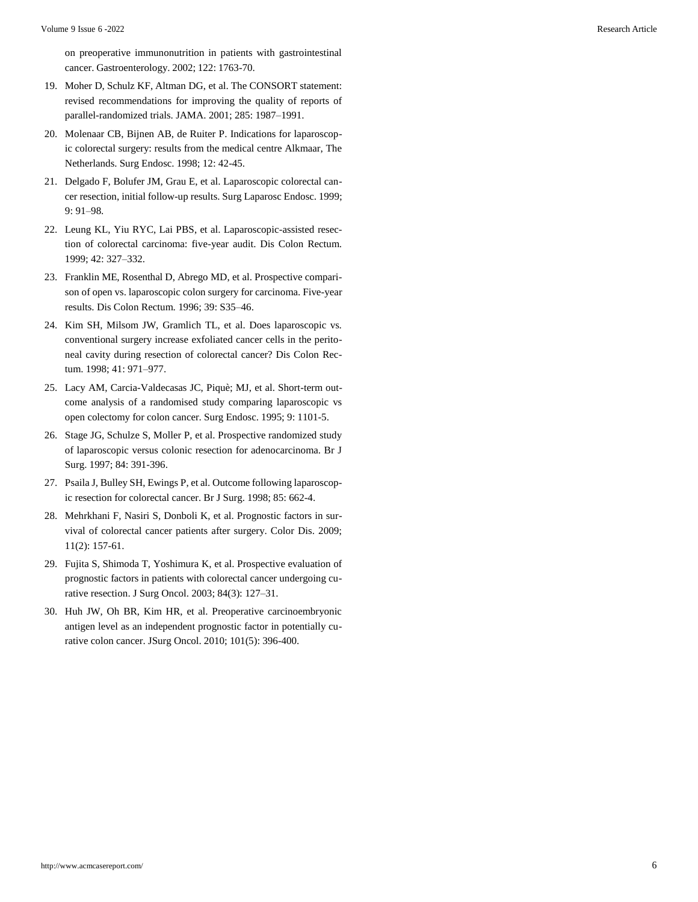on preoperative immunonutrition in patients with gastrointestinal cancer. Gastroenterology. 2002; 122: 1763-70.

19. Moher D, Schulz KF, Altman DG, et al. The CONSORT statement: revised recommendations for improving the quality of reports of parallel-randomized trials. JAMA. 2001; 285: 1987–1991.
20. Molenaar CB, Bijnen AB, de Ruiter P. Indications for laparoscopic colorectal surgery: results from the medical centre Alkmaar, The Netherlands. Surg Endosc. 1998; 12: 42-45.
21. Delgado F, Bolufer JM, Grau E, et al. Laparoscopic colorectal cancer resection, initial follow-up results. Surg Laparosc Endosc. 1999; 9: 91–98.
22. Leung KL, Yiu RYC, Lai PBS, et al. Laparoscopic-assisted resection of colorectal carcinoma: five-year audit. Dis Colon Rectum. 1999; 42: 327–332.
23. Franklin ME, Rosenthal D, Abrego MD, et al. Prospective comparison of open vs. laparoscopic colon surgery for carcinoma. Five-year results. Dis Colon Rectum. 1996; 39: S35–46.
24. Kim SH, Milsom JW, Gramlich TL, et al. Does laparoscopic vs. conventional surgery increase exfoliated cancer cells in the peritoneal cavity during resection of colorectal cancer? Dis Colon Rectum. 1998; 41: 971–977.
25. Lacy AM, Carcia-Valdecasas JC, Piquè; MJ, et al. Short-term outcome analysis of a randomised study comparing laparoscopic vs open colectomy for colon cancer. Surg Endosc. 1995; 9: 1101-5.
26. Stage JG, Schulze S, Moller P, et al. Prospective randomized study of laparoscopic versus colonic resection for adenocarcinoma. Br J Surg. 1997; 84: 391-396.
27. Psaila J, Bulley SH, Ewings P, et al. Outcome following laparoscopic resection for colorectal cancer. Br J Surg. 1998; 85: 662-4.
28. Mehrkhani F, Nasiri S, Donboli K, et al. Prognostic factors in survival of colorectal cancer patients after surgery. Color Dis. 2009; 11(2): 157-61.
29. Fujita S, Shimoda T, Yoshimura K, et al. Prospective evaluation of prognostic factors in patients with colorectal cancer undergoing curative resection. J Surg Oncol. 2003; 84(3): 127–31.
30. Huh JW, Oh BR, Kim HR, et al. Preoperative carcinoembryonic antigen level as an independent prognostic factor in potentially curative colon cancer. JSurg Oncol. 2010; 101(5): 396-400.